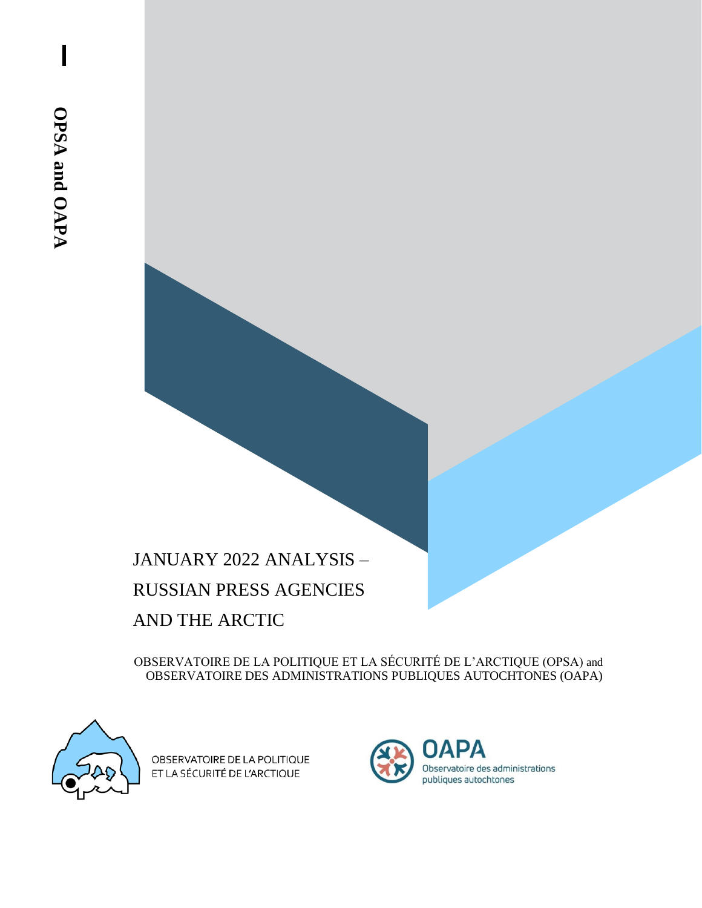OPSA and OAPA

# JANUARY 2022 ANALYSIS – RUSSIAN PRESS AGENCIES AND THE ARCTIC

OBSERVATOIRE DE LA POLITIQUE ET LA SÉCURITÉ DE L'ARCTIQUE (OPSA) and OBSERVATOIRE DES ADMINISTRATIONS PUBLIQUES AUTOCHTONES (OAPA)

OBSERVATOIRE DE LA POLITIQUE ET LA SÉCURITÉ DE L'ARCTIQUE

OAPA Observatoire des administrations publiques autochtones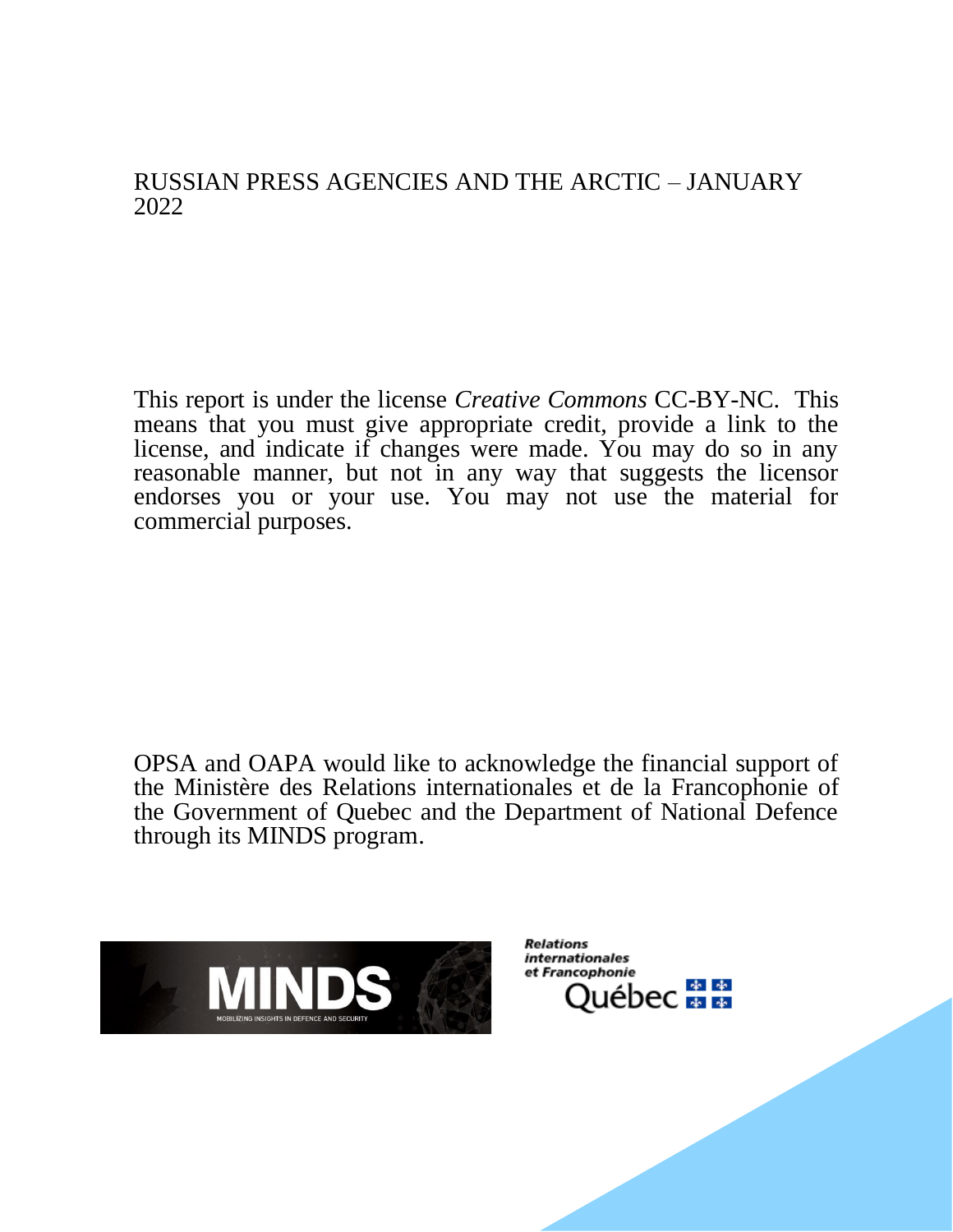RUSSIAN PRESS AGENCIES AND THE ARCTIC – JANUARY 2022

This report is under the license *Creative Commons* CC-BY-NC. This means that you must give appropriate credit, provide a link to the license, and indicate if changes were made. You may do so in any reasonable manner, but not in any way that suggests the licensor endorses you or your use. You may not use the material for commercial purposes.

OPSA and OAPA would like to acknowledge the financial support of the Ministère des Relations internationales et de la Francophonie of the Government of Quebec and the Department of National Defence through its MINDS program.

MINDS
MOBILIZING INSIGHTS IN DEFENCE AND SECURITY

Relations internationales et Francophonie
Québec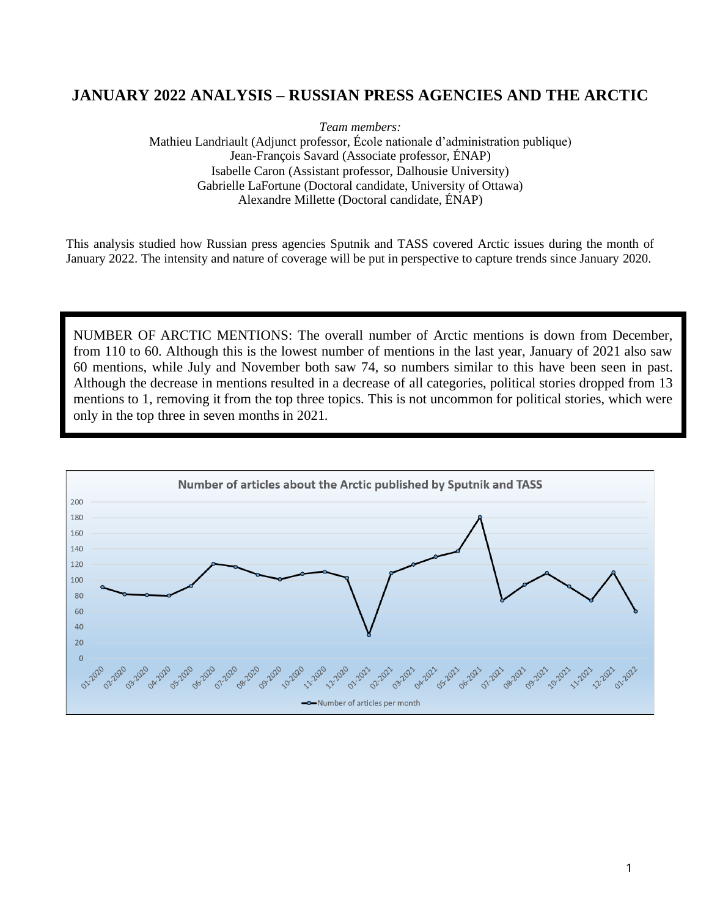# JANUARY 2022 ANALYSIS – RUSSIAN PRESS AGENCIES AND THE ARCTIC

*Team members:*

Mathieu Landriault (Adjunct professor, École nationale d'administration publique)
Jean-François Savard (Associate professor, ÉNAP)
Isabelle Caron (Assistant professor, Dalhousie University)
Gabrielle LaFortune (Doctoral candidate, University of Ottawa)
Alexandre Millette (Doctoral candidate, ÉNAP)

This analysis studied how Russian press agencies Sputnik and TASS covered Arctic issues during the month of January 2022. The intensity and nature of coverage will be put in perspective to capture trends since January 2020.

NUMBER OF ARCTIC MENTIONS: The overall number of Arctic mentions is down from December, from 110 to 60. Although this is the lowest number of mentions in the last year, January of 2021 also saw 60 mentions, while July and November both saw 74, so numbers similar to this have been seen in past. Although the decrease in mentions resulted in a decrease of all categories, political stories dropped from 13 mentions to 1, removing it from the top three topics. This is not uncommon for political stories, which were only in the top three in seven months in 2021.

**Number of articles about the Arctic published by Sputnik and TASS**

| Month | Number of articles per month |
|---|---|
| 01-2020 | 91 |
| 02-2020 | 82 |
| 03-2020 | 81 |
| 04-2020 | 80 |
| 05-2020 | 93 |
| 06-2020 | 121 |
| 07-2020 | 117 |
| 08-2020 | 107 |
| 09-2020 | 101 |
| 10-2020 | 108 |
| 11-2020 | 111 |
| 12-2020 | 103 |
| 01-2021 | 30 |
| 02-2021 | 109 |
| 03-2021 | 120 |
| 04-2021 | 130 |
| 05-2021 | 137 |
| 06-2021 | 181 |
| 07-2021 | 74 |
| 08-2021 | 94 |
| 09-2021 | 109 |
| 10-2021 | 92 |
| 11-2021 | 74 |
| 12-2021 | 110 |
| 01-2022 | 60 |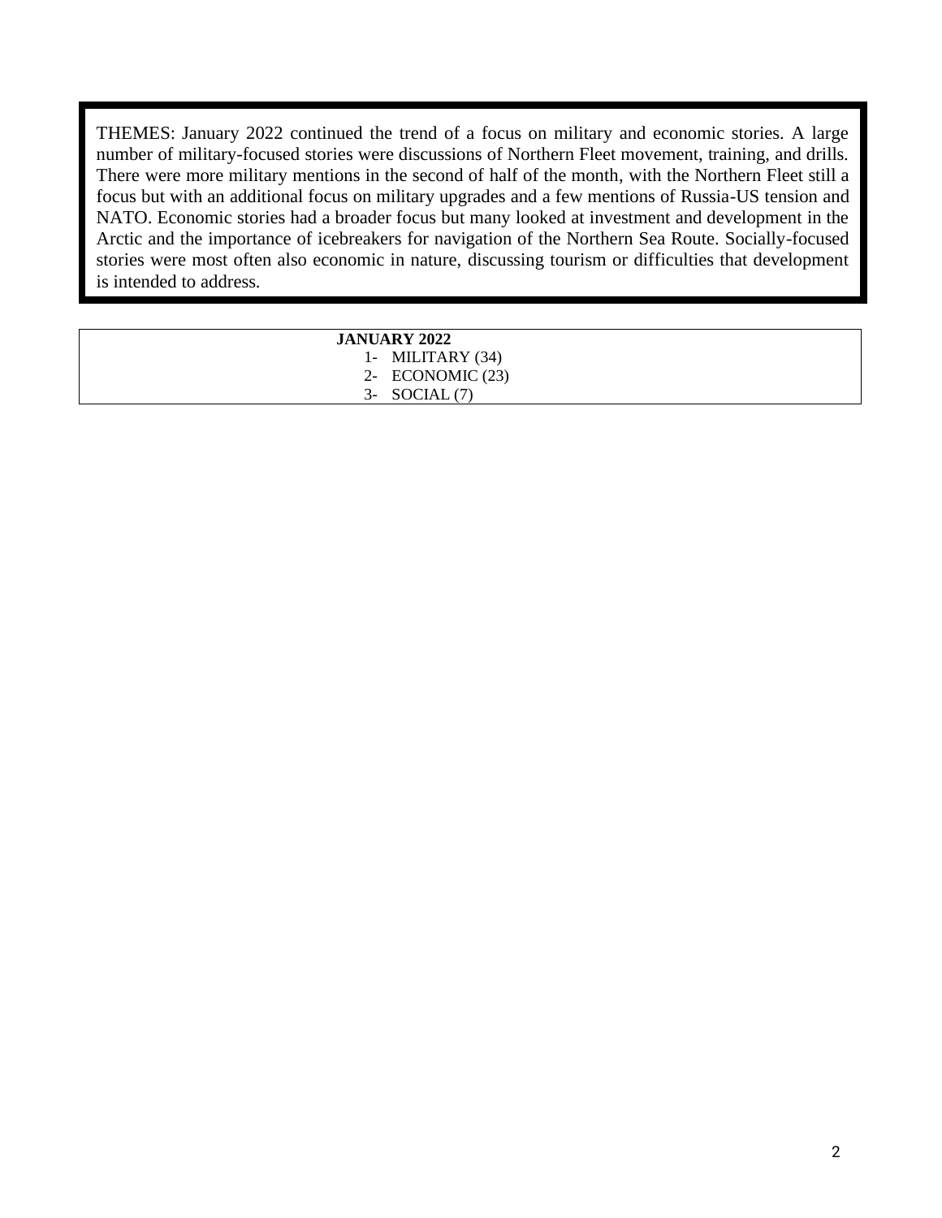THEMES: January 2022 continued the trend of a focus on military and economic stories. A large number of military-focused stories were discussions of Northern Fleet movement, training, and drills. There were more military mentions in the second of half of the month, with the Northern Fleet still a focus but with an additional focus on military upgrades and a few mentions of Russia-US tension and NATO. Economic stories had a broader focus but many looked at investment and development in the Arctic and the importance of icebreakers for navigation of the Northern Sea Route. Socially-focused stories were most often also economic in nature, discussing tourism or difficulties that development is intended to address.

**JANUARY 2022**

1- MILITARY (34)
2- ECONOMIC (23)
3- SOCIAL (7)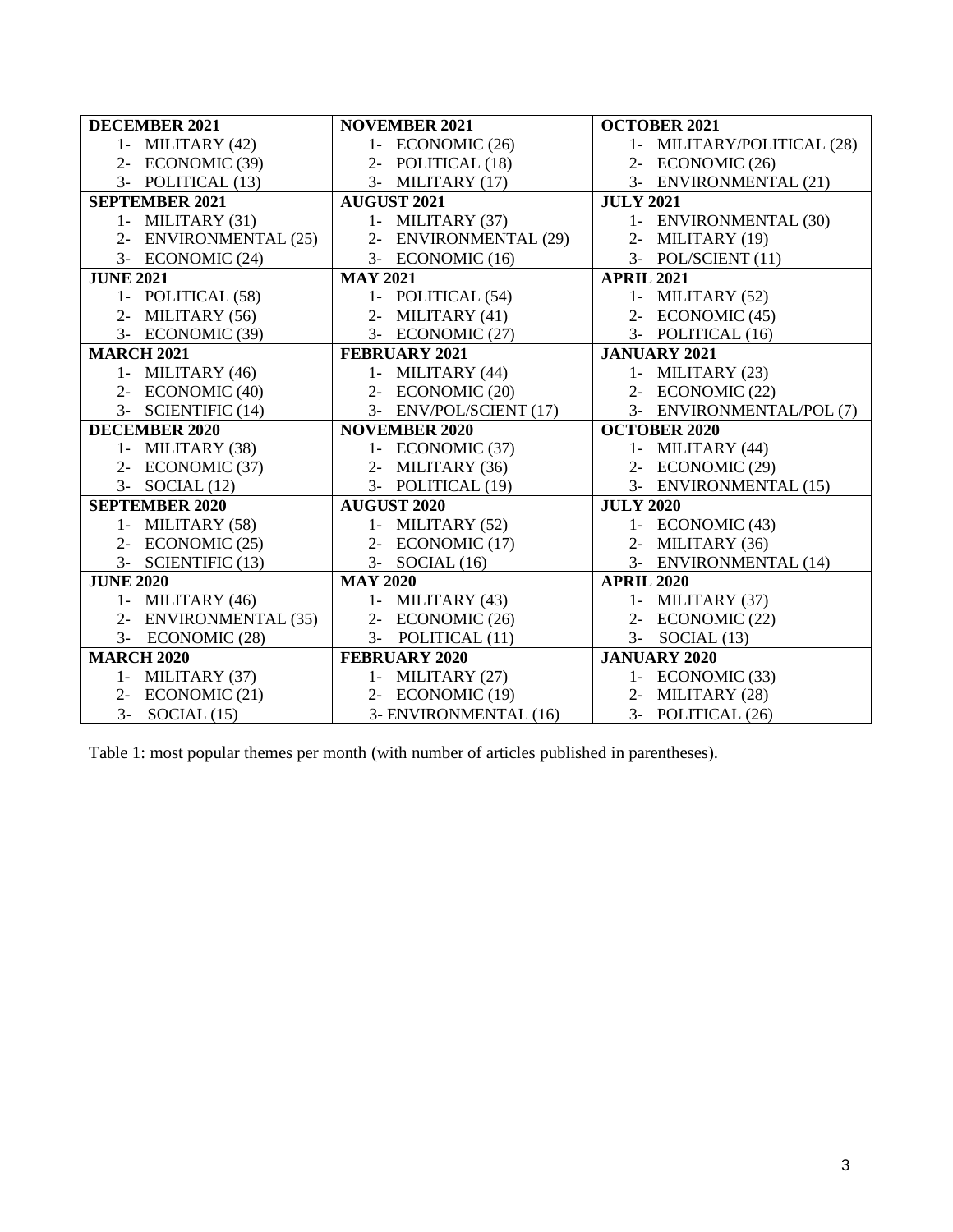| DECEMBER 2021 | NOVEMBER 2021 | OCTOBER 2021 |
|---|---|---|
| 1- MILITARY (42) | 1- ECONOMIC (26) | 1- MILITARY/POLITICAL (28) |
| 2- ECONOMIC (39) | 2- POLITICAL (18) | 2- ECONOMIC (26) |
| 3- POLITICAL (13) | 3- MILITARY (17) | 3- ENVIRONMENTAL (21) |
| **SEPTEMBER 2021** | **AUGUST 2021** | **JULY 2021** |
| 1- MILITARY (31) | 1- MILITARY (37) | 1- ENVIRONMENTAL (30) |
| 2- ENVIRONMENTAL (25) | 2- ENVIRONMENTAL (29) | 2- MILITARY (19) |
| 3- ECONOMIC (24) | 3- ECONOMIC (16) | 3- POL/SCIENT (11) |
| **JUNE 2021** | **MAY 2021** | **APRIL 2021** |
| 1- POLITICAL (58) | 1- POLITICAL (54) | 1- MILITARY (52) |
| 2- MILITARY (56) | 2- MILITARY (41) | 2- ECONOMIC (45) |
| 3- ECONOMIC (39) | 3- ECONOMIC (27) | 3- POLITICAL (16) |
| **MARCH 2021** | **FEBRUARY 2021** | **JANUARY 2021** |
| 1- MILITARY (46) | 1- MILITARY (44) | 1- MILITARY (23) |
| 2- ECONOMIC (40) | 2- ECONOMIC (20) | 2- ECONOMIC (22) |
| 3- SCIENTIFIC (14) | 3- ENV/POL/SCIENT (17) | 3- ENVIRONMENTAL/POL (7) |
| **DECEMBER 2020** | **NOVEMBER 2020** | **OCTOBER 2020** |
| 1- MILITARY (38) | 1- ECONOMIC (37) | 1- MILITARY (44) |
| 2- ECONOMIC (37) | 2- MILITARY (36) | 2- ECONOMIC (29) |
| 3- SOCIAL (12) | 3- POLITICAL (19) | 3- ENVIRONMENTAL (15) |
| **SEPTEMBER 2020** | **AUGUST 2020** | **JULY 2020** |
| 1- MILITARY (58) | 1- MILITARY (52) | 1- ECONOMIC (43) |
| 2- ECONOMIC (25) | 2- ECONOMIC (17) | 2- MILITARY (36) |
| 3- SCIENTIFIC (13) | 3- SOCIAL (16) | 3- ENVIRONMENTAL (14) |
| **JUNE 2020** | **MAY 2020** | **APRIL 2020** |
| 1- MILITARY (46) | 1- MILITARY (43) | 1- MILITARY (37) |
| 2- ENVIRONMENTAL (35) | 2- ECONOMIC (26) | 2- ECONOMIC (22) |
| 3- ECONOMIC (28) | 3- POLITICAL (11) | 3- SOCIAL (13) |
| **MARCH 2020** | **FEBRUARY 2020** | **JANUARY 2020** |
| 1- MILITARY (37) | 1- MILITARY (27) | 1- ECONOMIC (33) |
| 2- ECONOMIC (21) | 2- ECONOMIC (19) | 2- MILITARY (28) |
| 3- SOCIAL (15) | 3- ENVIRONMENTAL (16) | 3- POLITICAL (26) |

Table 1: most popular themes per month (with number of articles published in parentheses).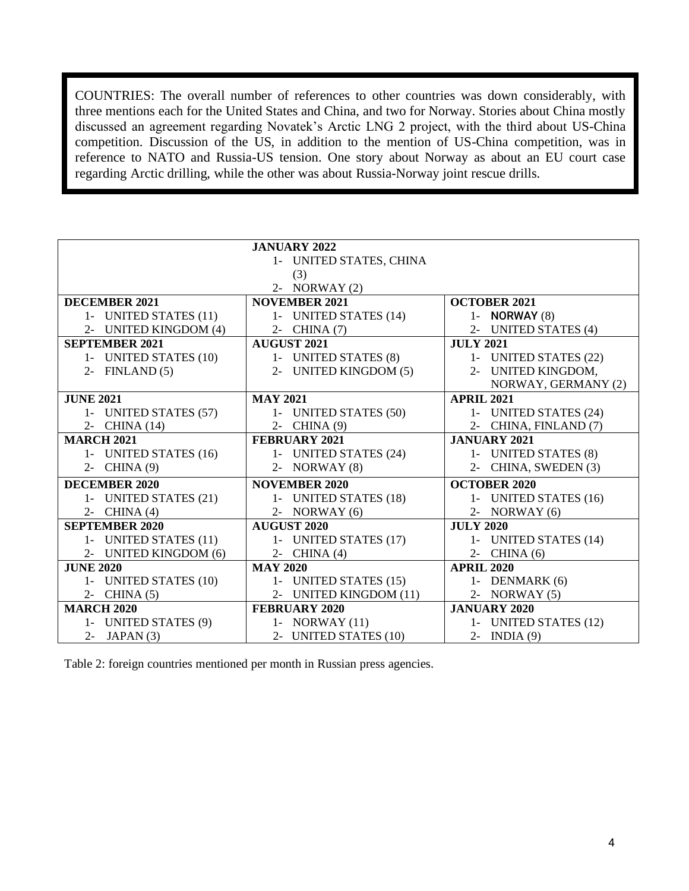COUNTRIES: The overall number of references to other countries was down considerably, with three mentions each for the United States and China, and two for Norway. Stories about China mostly discussed an agreement regarding Novatek's Arctic LNG 2 project, with the third about US-China competition. Discussion of the US, in addition to the mention of US-China competition, was in reference to NATO and Russia-US tension. One story about Norway as about an EU court case regarding Arctic drilling, while the other was about Russia-Norway joint rescue drills.

| | **JANUARY 2022** 1- UNITED STATES, CHINA (3) 2- NORWAY (2) | |
|---|---|---|
| **DECEMBER 2021** 1- UNITED STATES (11) 2- UNITED KINGDOM (4) | **NOVEMBER 2021** 1- UNITED STATES (14) 2- CHINA (7) | **OCTOBER 2021** 1- **NORWAY** (8) 2- UNITED STATES (4) |
| **SEPTEMBER 2021** 1- UNITED STATES (10) 2- FINLAND (5) | **AUGUST 2021** 1- UNITED STATES (8) 2- UNITED KINGDOM (5) | **JULY 2021** 1- UNITED STATES (22) 2- UNITED KINGDOM, NORWAY, GERMANY (2) |
| **JUNE 2021** 1- UNITED STATES (57) 2- CHINA (14) | **MAY 2021** 1- UNITED STATES (50) 2- CHINA (9) | **APRIL 2021** 1- UNITED STATES (24) 2- CHINA, FINLAND (7) |
| **MARCH 2021** 1- UNITED STATES (16) 2- CHINA (9) | **FEBRUARY 2021** 1- UNITED STATES (24) 2- NORWAY (8) | **JANUARY 2021** 1- UNITED STATES (8) 2- CHINA, SWEDEN (3) |
| **DECEMBER 2020** 1- UNITED STATES (21) 2- CHINA (4) | **NOVEMBER 2020** 1- UNITED STATES (18) 2- NORWAY (6) | **OCTOBER 2020** 1- UNITED STATES (16) 2- NORWAY (6) |
| **SEPTEMBER 2020** 1- UNITED STATES (11) 2- UNITED KINGDOM (6) | **AUGUST 2020** 1- UNITED STATES (17) 2- CHINA (4) | **JULY 2020** 1- UNITED STATES (14) 2- CHINA (6) |
| **JUNE 2020** 1- UNITED STATES (10) 2- CHINA (5) | **MAY 2020** 1- UNITED STATES (15) 2- UNITED KINGDOM (11) | **APRIL 2020** 1- DENMARK (6) 2- NORWAY (5) |
| **MARCH 2020** 1- UNITED STATES (9) 2- JAPAN (3) | **FEBRUARY 2020** 1- NORWAY (11) 2- UNITED STATES (10) | **JANUARY 2020** 1- UNITED STATES (12) 2- INDIA (9) |

Table 2: foreign countries mentioned per month in Russian press agencies.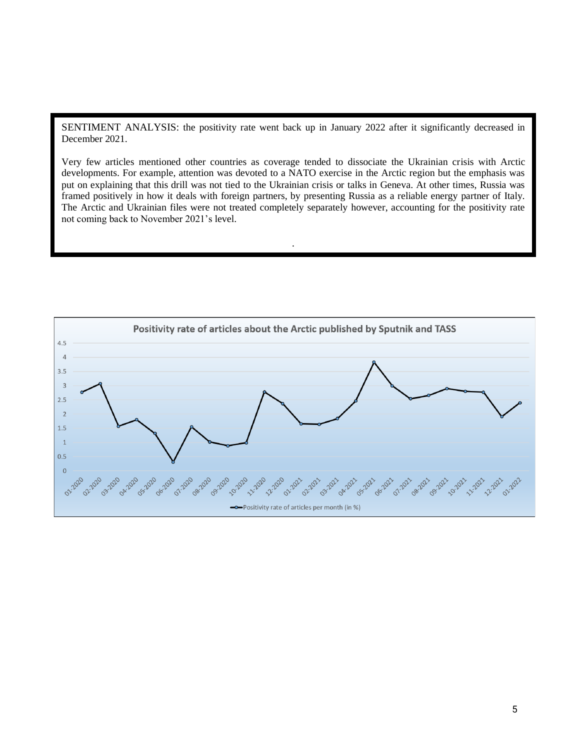SENTIMENT ANALYSIS: the positivity rate went back up in January 2022 after it significantly decreased in December 2021.

Very few articles mentioned other countries as coverage tended to dissociate the Ukrainian crisis with Arctic developments. For example, attention was devoted to a NATO exercise in the Arctic region but the emphasis was put on explaining that this drill was not tied to the Ukrainian crisis or talks in Geneva. At other times, Russia was framed positively in how it deals with foreign partners, by presenting Russia as a reliable energy partner of Italy. The Arctic and Ukrainian files were not treated completely separately however, accounting for the positivity rate not coming back to November 2021's level.

**Positivity rate of articles about the Arctic published by Sputnik and TASS**

Positivity rate of articles per month (in %)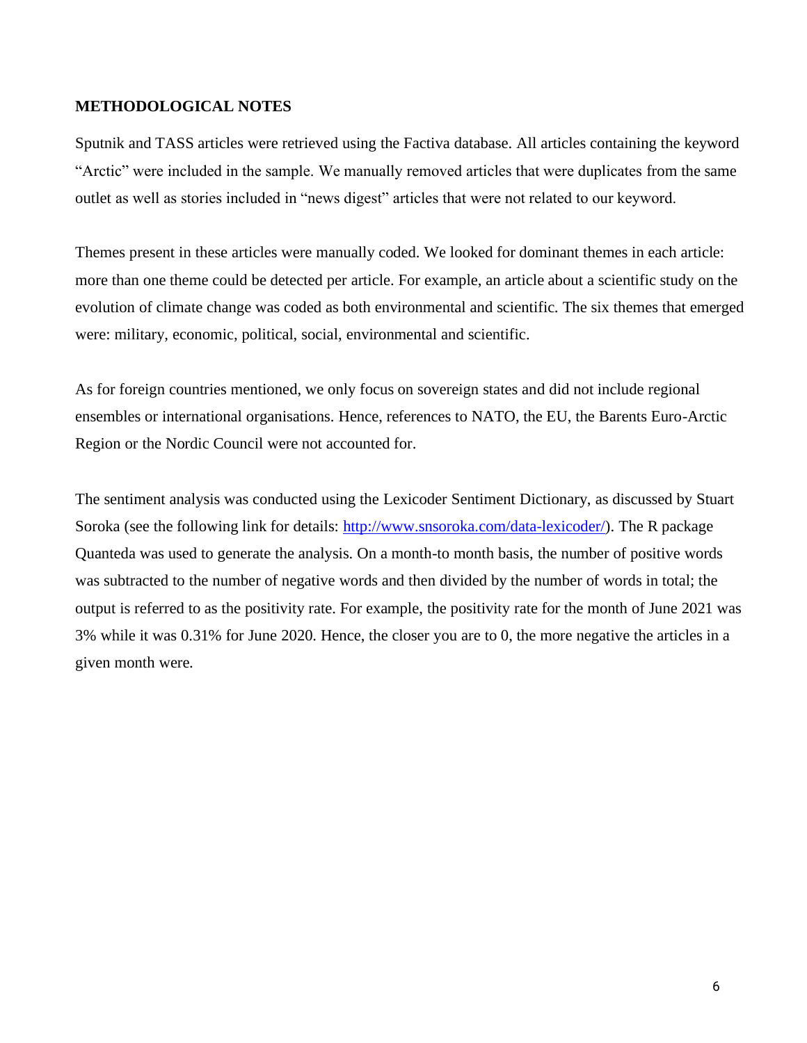## METHODOLOGICAL NOTES

Sputnik and TASS articles were retrieved using the Factiva database. All articles containing the keyword "Arctic" were included in the sample. We manually removed articles that were duplicates from the same outlet as well as stories included in "news digest" articles that were not related to our keyword.

Themes present in these articles were manually coded. We looked for dominant themes in each article: more than one theme could be detected per article. For example, an article about a scientific study on the evolution of climate change was coded as both environmental and scientific. The six themes that emerged were: military, economic, political, social, environmental and scientific.

As for foreign countries mentioned, we only focus on sovereign states and did not include regional ensembles or international organisations. Hence, references to NATO, the EU, the Barents Euro-Arctic Region or the Nordic Council were not accounted for.

The sentiment analysis was conducted using the Lexicoder Sentiment Dictionary, as discussed by Stuart Soroka (see the following link for details: [http://www.snsoroka.com/data-lexicoder/](http://www.snsoroka.com/data-lexicoder/)). The R package Quanteda was used to generate the analysis. On a month-to month basis, the number of positive words was subtracted to the number of negative words and then divided by the number of words in total; the output is referred to as the positivity rate. For example, the positivity rate for the month of June 2021 was 3% while it was 0.31% for June 2020. Hence, the closer you are to 0, the more negative the articles in a given month were.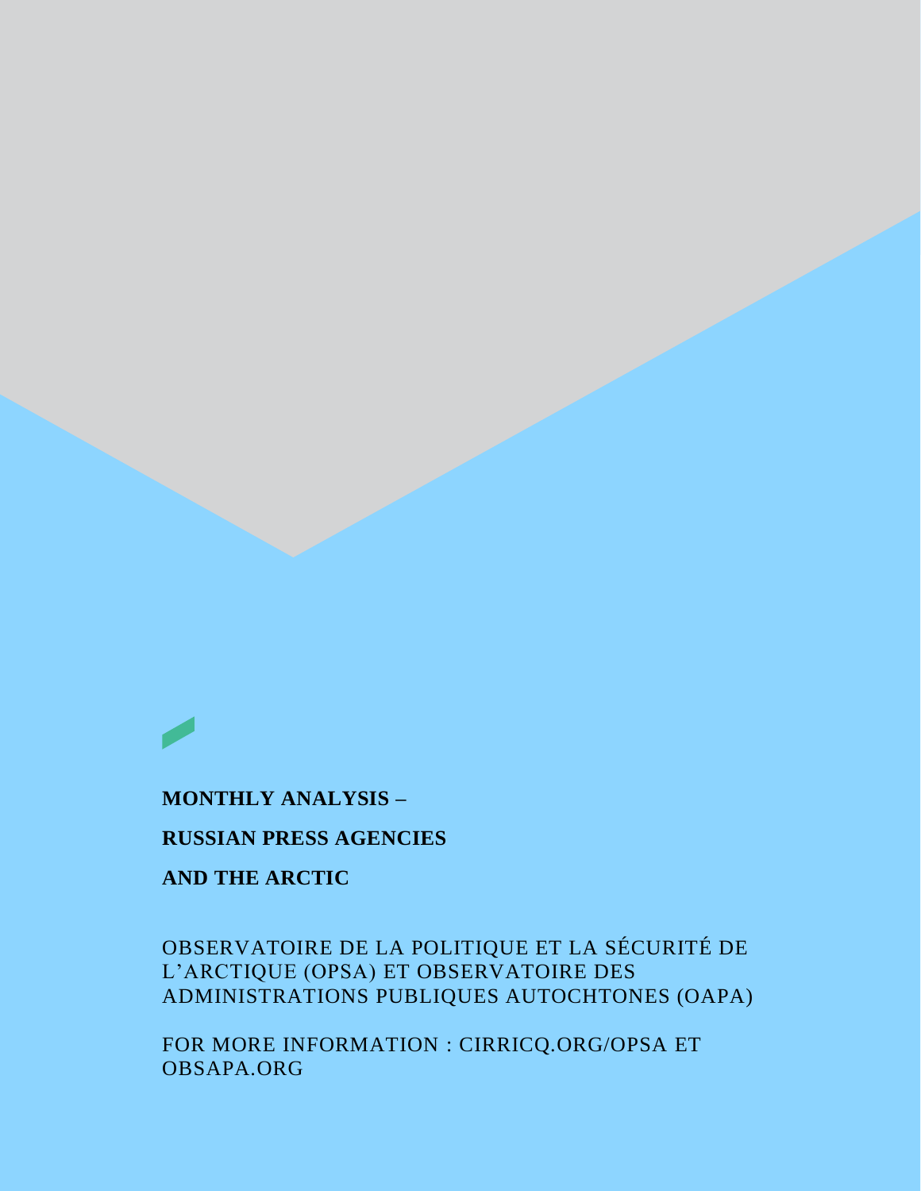**MONTHLY ANALYSIS –**

**RUSSIAN PRESS AGENCIES**

**AND THE ARCTIC**

OBSERVATOIRE DE LA POLITIQUE ET LA SÉCURITÉ DE L'ARCTIQUE (OPSA) ET OBSERVATOIRE DES ADMINISTRATIONS PUBLIQUES AUTOCHTONES (OAPA)

FOR MORE INFORMATION : CIRRICQ.ORG/OPSA ET OBSAPA.ORG